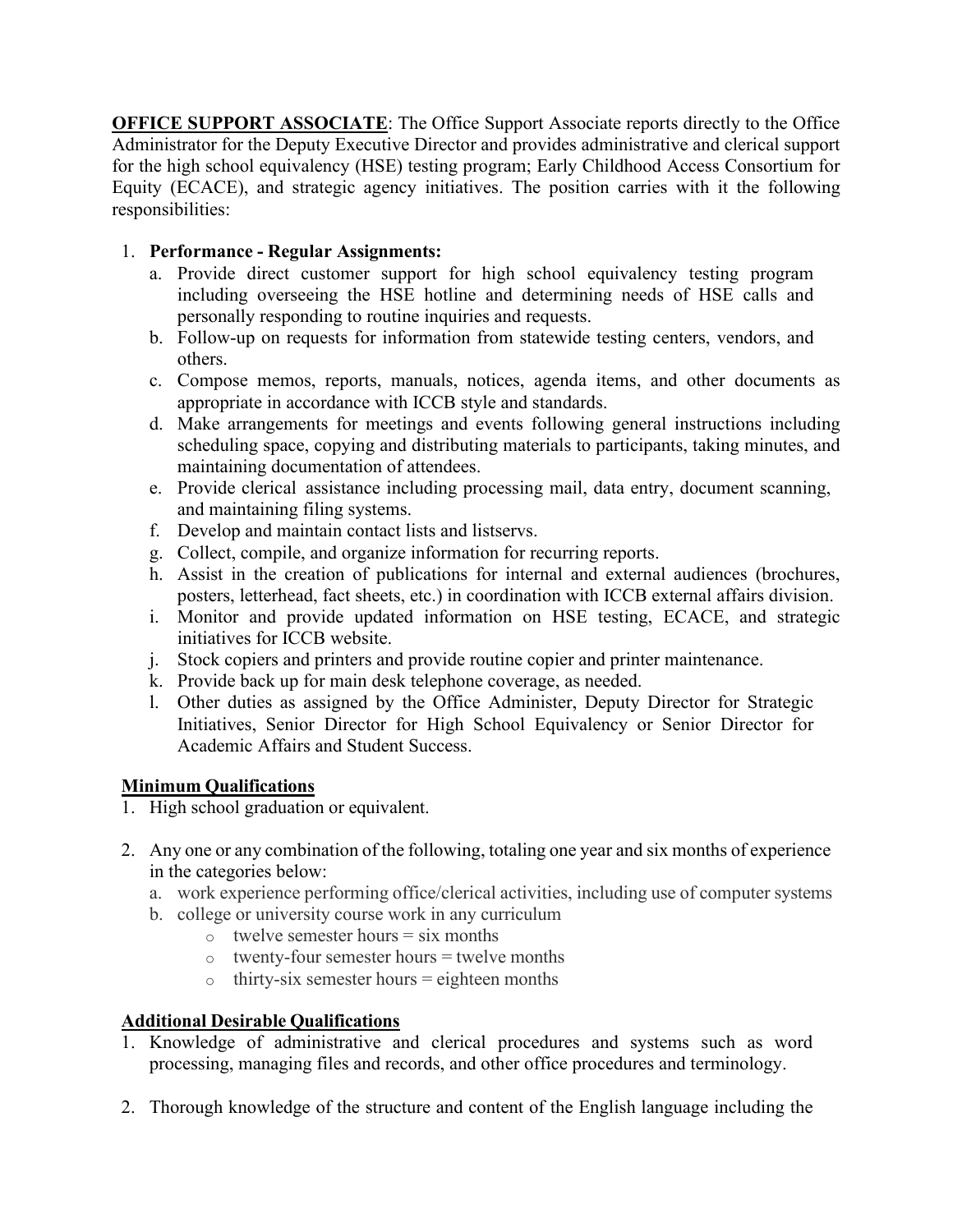**OFFICE SUPPORT ASSOCIATE**: The Office Support Associate reports directly to the Office Administrator for the Deputy Executive Director and provides administrative and clerical support for the high school equivalency (HSE) testing program; Early Childhood Access Consortium for Equity (ECACE), and strategic agency initiatives. The position carries with it the following responsibilities:

1. **Performance - Regular Assignments:**
   a. Provide direct customer support for high school equivalency testing program including overseeing the HSE hotline and determining needs of HSE calls and personally responding to routine inquiries and requests.
   b. Follow-up on requests for information from statewide testing centers, vendors, and others.
   c. Compose memos, reports, manuals, notices, agenda items, and other documents as appropriate in accordance with ICCB style and standards.
   d. Make arrangements for meetings and events following general instructions including scheduling space, copying and distributing materials to participants, taking minutes, and maintaining documentation of attendees.
   e. Provide clerical assistance including processing mail, data entry, document scanning, and maintaining filing systems.
   f. Develop and maintain contact lists and listservs.
   g. Collect, compile, and organize information for recurring reports.
   h. Assist in the creation of publications for internal and external audiences (brochures, posters, letterhead, fact sheets, etc.) in coordination with ICCB external affairs division.
   i. Monitor and provide updated information on HSE testing, ECACE, and strategic initiatives for ICCB website.
   j. Stock copiers and printers and provide routine copier and printer maintenance.
   k. Provide back up for main desk telephone coverage, as needed.
   l. Other duties as assigned by the Office Administer, Deputy Director for Strategic Initiatives, Senior Director for High School Equivalency or Senior Director for Academic Affairs and Student Success.

**Minimum Qualifications**

1. High school graduation or equivalent.

2. Any one or any combination of the following, totaling one year and six months of experience in the categories below:
   a. work experience performing office/clerical activities, including use of computer systems
   b. college or university course work in any curriculum
      - twelve semester hours = six months
      - twenty-four semester hours = twelve months
      - thirty-six semester hours = eighteen months

**Additional Desirable Qualifications**

1. Knowledge of administrative and clerical procedures and systems such as word processing, managing files and records, and other office procedures and terminology.

2. Thorough knowledge of the structure and content of the English language including the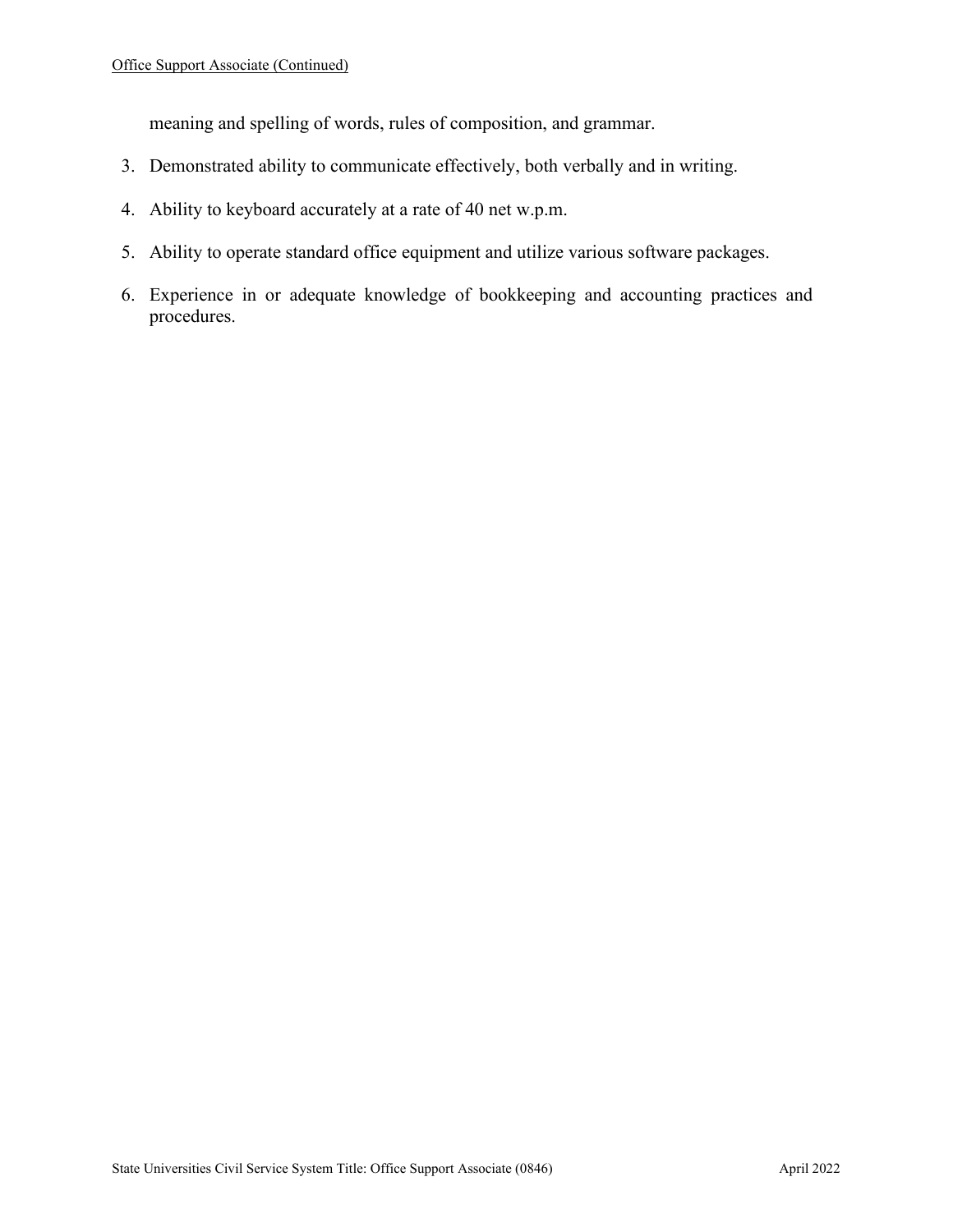meaning and spelling of words, rules of composition, and grammar.

3. Demonstrated ability to communicate effectively, both verbally and in writing.
4. Ability to keyboard accurately at a rate of 40 net w.p.m.
5. Ability to operate standard office equipment and utilize various software packages.
6. Experience in or adequate knowledge of bookkeeping and accounting practices and procedures.